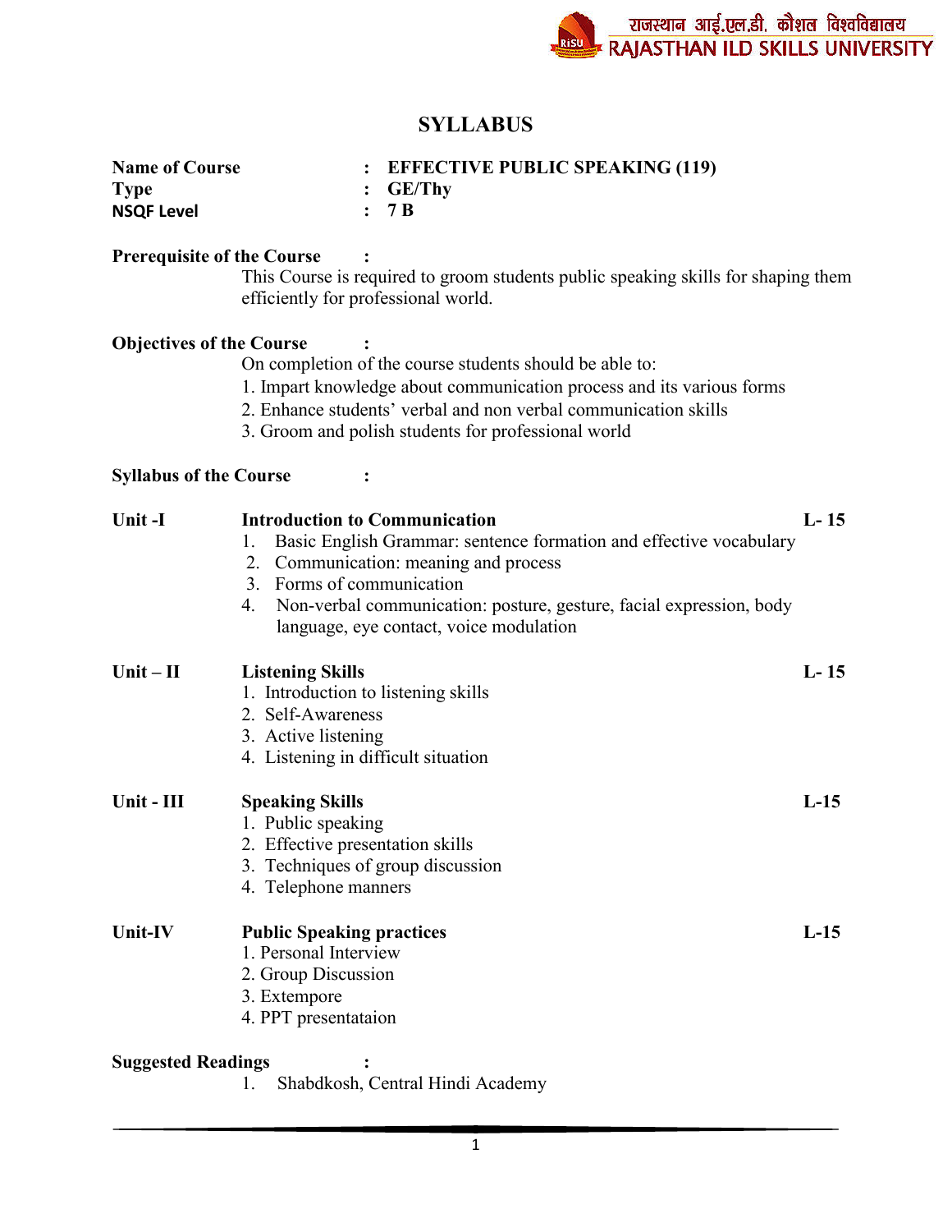# SYLLABUS

**Name of Course** : **EFFECTIVE PUBLIC SPEAKING (119)**
**Type** : **GE/Thy**
**NSQF Level** : **7 B**

**Prerequisite of the Course** :

This Course is required to groom students public speaking skills for shaping them efficiently for professional world.

**Objectives of the Course** :

On completion of the course students should be able to:

1. Impart knowledge about communication process and its various forms
2. Enhance students' verbal and non verbal communication skills
3. Groom and polish students for professional world

**Syllabus of the Course** :

**Unit -I** **Introduction to Communication** **L- 15**

1. Basic English Grammar: sentence formation and effective vocabulary
2. Communication: meaning and process
3. Forms of communication
4. Non-verbal communication: posture, gesture, facial expression, body language, eye contact, voice modulation

**Unit – II** **Listening Skills** **L- 15**

1. Introduction to listening skills
2. Self-Awareness
3. Active listening
4. Listening in difficult situation

**Unit - III** **Speaking Skills** **L-15**

1. Public speaking
2. Effective presentation skills
3. Techniques of group discussion
4. Telephone manners

**Unit-IV** **Public Speaking practices** **L-15**

1. Personal Interview
2. Group Discussion
3. Extempore
4. PPT presentataion

**Suggested Readings** :

1. Shabdkosh, Central Hindi Academy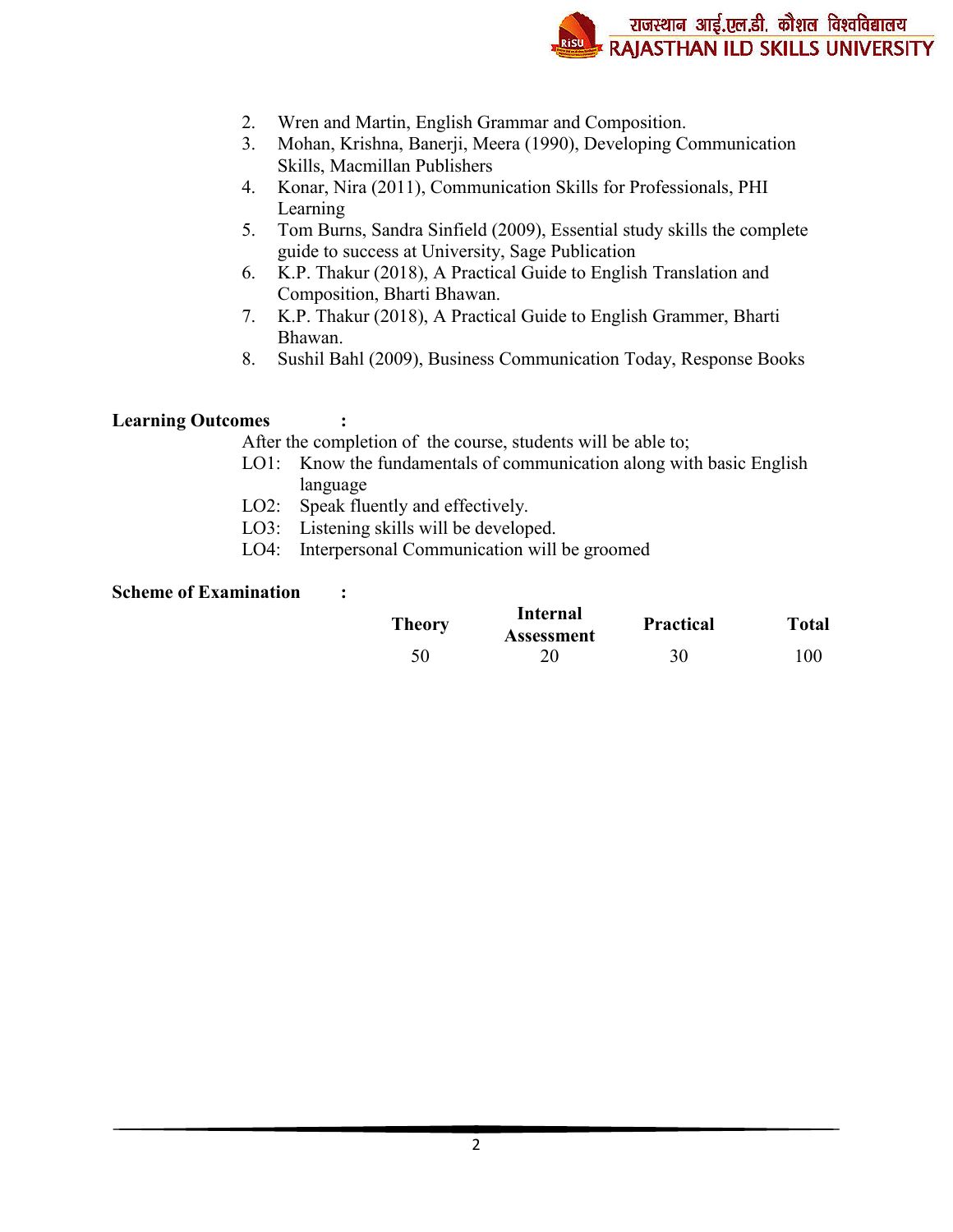2. Wren and Martin, English Grammar and Composition.
3. Mohan, Krishna, Banerji, Meera (1990), Developing Communication Skills, Macmillan Publishers
4. Konar, Nira (2011), Communication Skills for Professionals, PHI Learning
5. Tom Burns, Sandra Sinfield (2009), Essential study skills the complete guide to success at University, Sage Publication
6. K.P. Thakur (2018), A Practical Guide to English Translation and Composition, Bharti Bhawan.
7. K.P. Thakur (2018), A Practical Guide to English Grammer, Bharti Bhawan.
8. Sushil Bahl (2009), Business Communication Today, Response Books

**Learning Outcomes :**

After the completion of the course, students will be able to;

LO1: Know the fundamentals of communication along with basic English language

LO2: Speak fluently and effectively.

LO3: Listening skills will be developed.

LO4: Interpersonal Communication will be groomed

**Scheme of Examination :**

| Theory | Internal Assessment | Practical | Total |
|---|---|---|---|
| 50 | 20 | 30 | 100 |